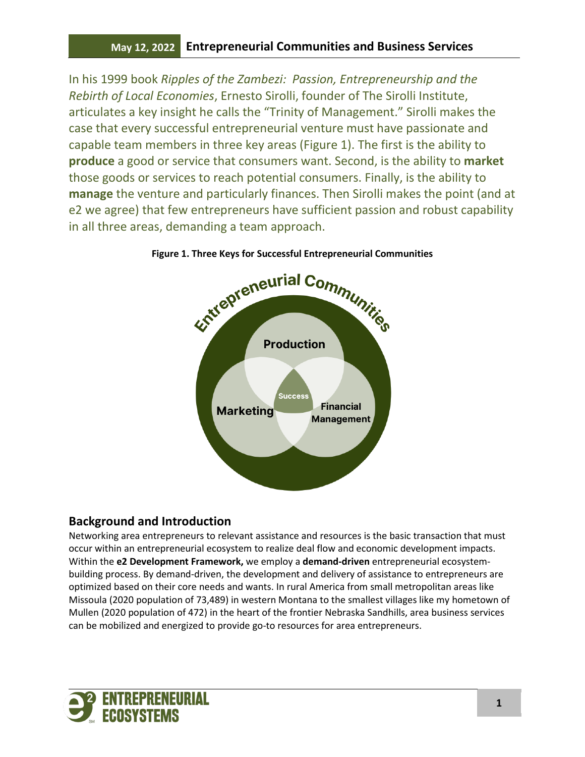In his 1999 book *Ripples of the Zambezi: Passion, Entrepreneurship and the Rebirth of Local Economies*, Ernesto Sirolli, founder of The Sirolli Institute, articulates a key insight he calls the "Trinity of Management." Sirolli makes the case that every successful entrepreneurial venture must have passionate and capable team members in three key areas (Figure 1). The first is the ability to **produce** a good or service that consumers want. Second, is the ability to **market** those goods or services to reach potential consumers. Finally, is the ability to **manage** the venture and particularly finances. Then Sirolli makes the point (and at e2 we agree) that few entrepreneurs have sufficient passion and robust capability in all three areas, demanding a team approach.

**Figure 1. Three Keys for Successful Entrepreneurial Communities**

## Background and Introduction

Networking area entrepreneurs to relevant assistance and resources is the basic transaction that must occur within an entrepreneurial ecosystem to realize deal flow and economic development impacts. Within the **e2 Development Framework,** we employ a **demand-driven** entrepreneurial ecosystem-building process. By demand-driven, the development and delivery of assistance to entrepreneurs are optimized based on their core needs and wants. In rural America from small metropolitan areas like Missoula (2020 population of 73,489) in western Montana to the smallest villages like my hometown of Mullen (2020 population of 472) in the heart of the frontier Nebraska Sandhills, area business services can be mobilized and energized to provide go-to resources for area entrepreneurs.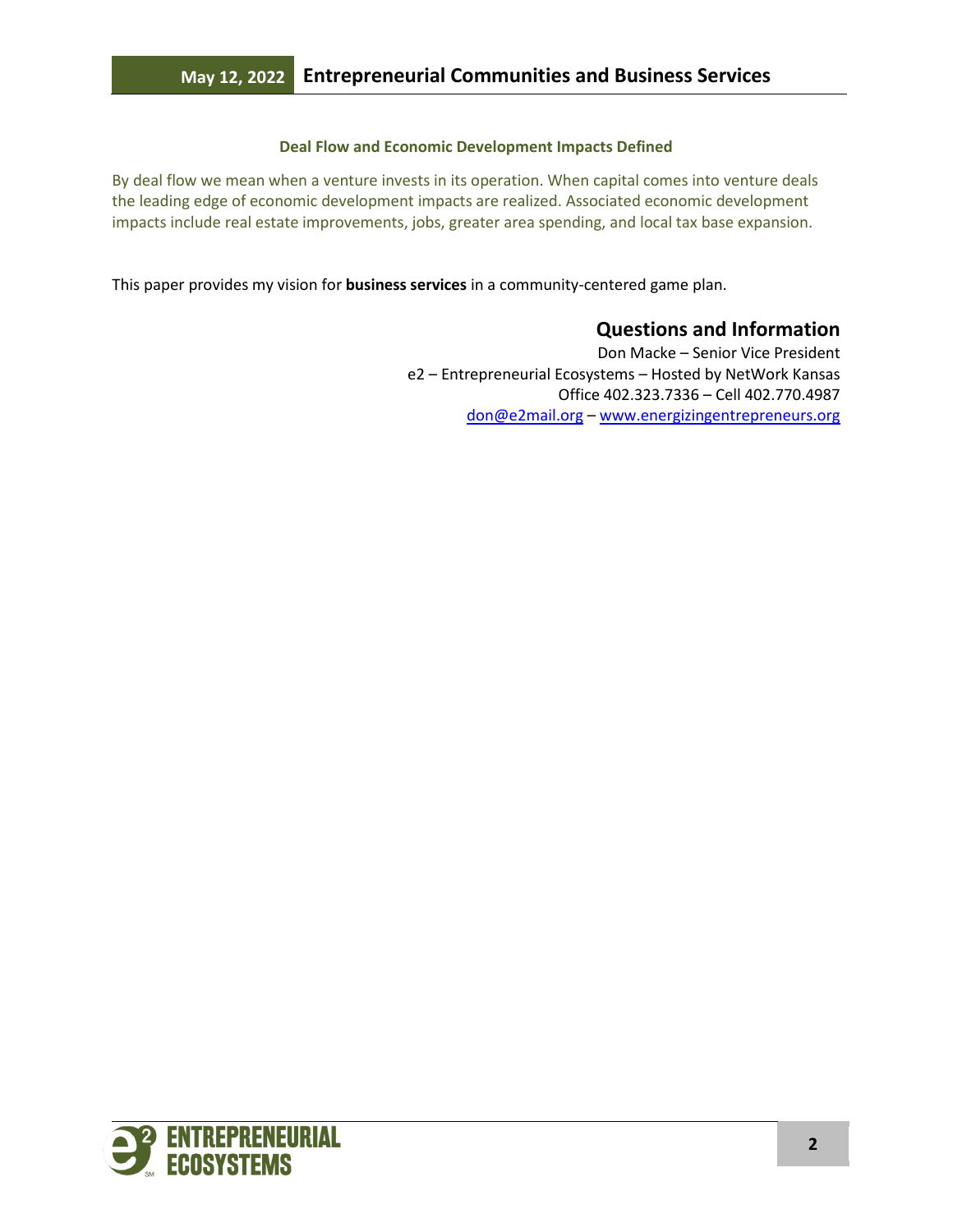### Deal Flow and Economic Development Impacts Defined

By deal flow we mean when a venture invests in its operation. When capital comes into venture deals the leading edge of economic development impacts are realized. Associated economic development impacts include real estate improvements, jobs, greater area spending, and local tax base expansion.

This paper provides my vision for **business services** in a community-centered game plan.

## Questions and Information

Don Macke – Senior Vice President
e2 – Entrepreneurial Ecosystems – Hosted by NetWork Kansas
Office 402.323.7336 – Cell 402.770.4987
don@e2mail.org – www.energizingentrepreneurs.org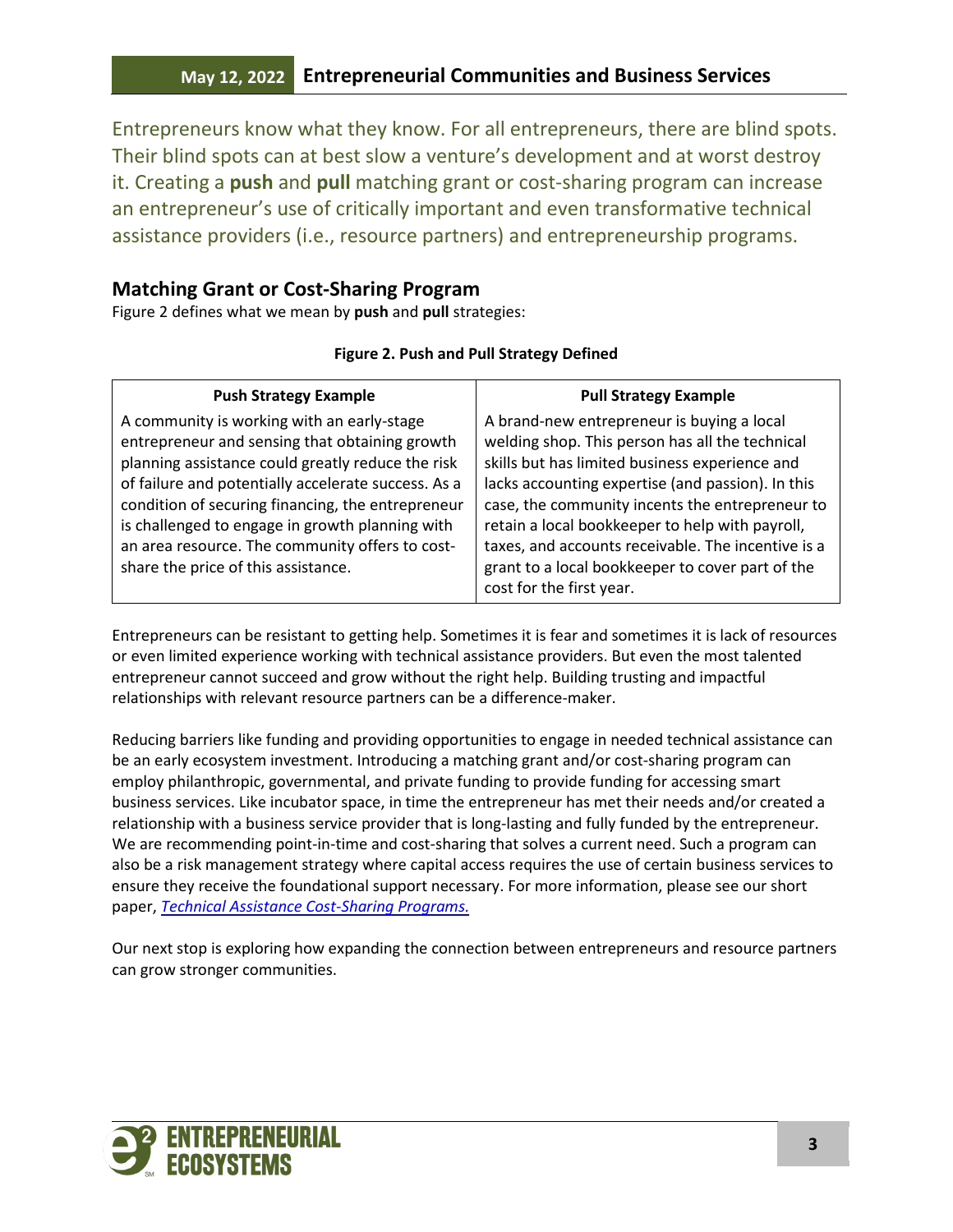Entrepreneurs know what they know. For all entrepreneurs, there are blind spots. Their blind spots can at best slow a venture's development and at worst destroy it. Creating a **push** and **pull** matching grant or cost-sharing program can increase an entrepreneur's use of critically important and even transformative technical assistance providers (i.e., resource partners) and entrepreneurship programs.

## Matching Grant or Cost-Sharing Program

Figure 2 defines what we mean by **push** and **pull** strategies:

**Figure 2. Push and Pull Strategy Defined**

| Push Strategy Example | Pull Strategy Example |
|---|---|
| A community is working with an early-stage entrepreneur and sensing that obtaining growth planning assistance could greatly reduce the risk of failure and potentially accelerate success. As a condition of securing financing, the entrepreneur is challenged to engage in growth planning with an area resource. The community offers to cost-share the price of this assistance. | A brand-new entrepreneur is buying a local welding shop. This person has all the technical skills but has limited business experience and lacks accounting expertise (and passion). In this case, the community incents the entrepreneur to retain a local bookkeeper to help with payroll, taxes, and accounts receivable. The incentive is a grant to a local bookkeeper to cover part of the cost for the first year. |

Entrepreneurs can be resistant to getting help. Sometimes it is fear and sometimes it is lack of resources or even limited experience working with technical assistance providers. But even the most talented entrepreneur cannot succeed and grow without the right help. Building trusting and impactful relationships with relevant resource partners can be a difference-maker.

Reducing barriers like funding and providing opportunities to engage in needed technical assistance can be an early ecosystem investment. Introducing a matching grant and/or cost-sharing program can employ philanthropic, governmental, and private funding to provide funding for accessing smart business services. Like incubator space, in time the entrepreneur has met their needs and/or created a relationship with a business service provider that is long-lasting and fully funded by the entrepreneur. We are recommending point-in-time and cost-sharing that solves a current need. Such a program can also be a risk management strategy where capital access requires the use of certain business services to ensure they receive the foundational support necessary. For more information, please see our short paper, *Technical Assistance Cost-Sharing Programs.*

Our next stop is exploring how expanding the connection between entrepreneurs and resource partners can grow stronger communities.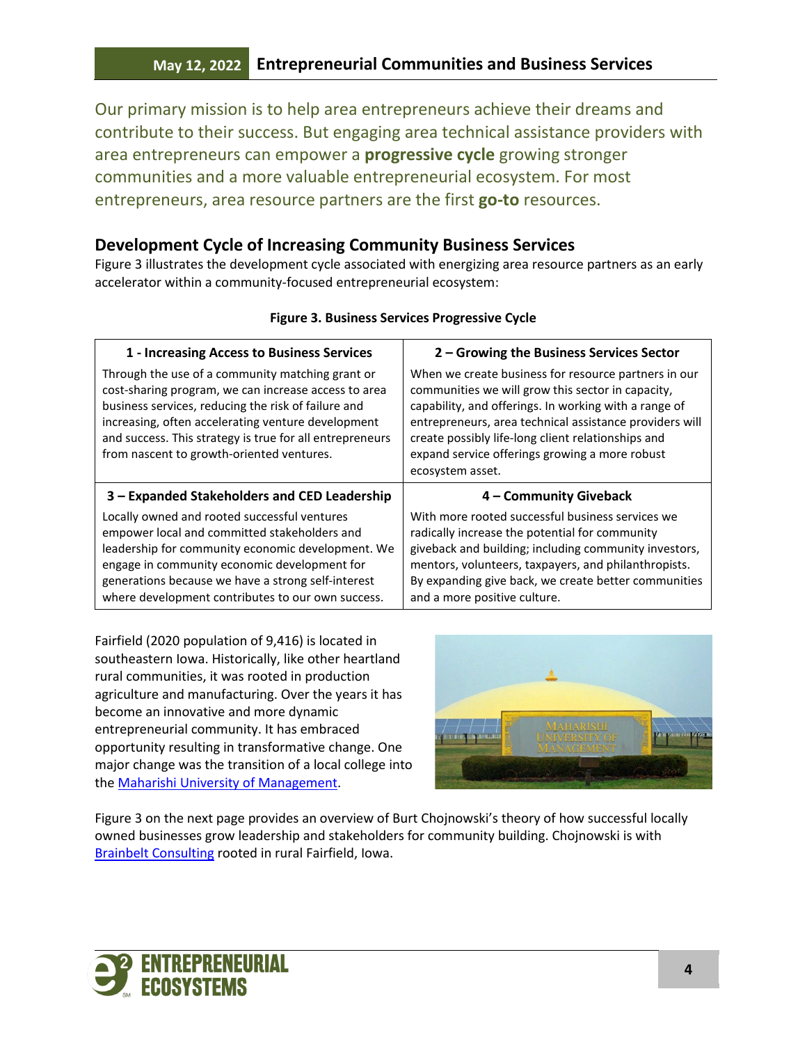Our primary mission is to help area entrepreneurs achieve their dreams and contribute to their success. But engaging area technical assistance providers with area entrepreneurs can empower a **progressive cycle** growing stronger communities and a more valuable entrepreneurial ecosystem. For most entrepreneurs, area resource partners are the first **go-to** resources.

## Development Cycle of Increasing Community Business Services

Figure 3 illustrates the development cycle associated with energizing area resource partners as an early accelerator within a community-focused entrepreneurial ecosystem:

**Figure 3. Business Services Progressive Cycle**

| **1 - Increasing Access to Business Services** | **2 – Growing the Business Services Sector** |
|---|---|
| Through the use of a community matching grant or cost-sharing program, we can increase access to area business services, reducing the risk of failure and increasing, often accelerating venture development and success. This strategy is true for all entrepreneurs from nascent to growth-oriented ventures. | When we create business for resource partners in our communities we will grow this sector in capacity, capability, and offerings. In working with a range of entrepreneurs, area technical assistance providers will create possibly life-long client relationships and expand service offerings growing a more robust ecosystem asset. |
| **3 – Expanded Stakeholders and CED Leadership** | **4 – Community Giveback** |
| Locally owned and rooted successful ventures empower local and committed stakeholders and leadership for community economic development. We engage in community economic development for generations because we have a strong self-interest where development contributes to our own success. | With more rooted successful business services we radically increase the potential for community giveback and building; including community investors, mentors, volunteers, taxpayers, and philanthropists. By expanding give back, we create better communities and a more positive culture. |

Fairfield (2020 population of 9,416) is located in southeastern Iowa. Historically, like other heartland rural communities, it was rooted in production agriculture and manufacturing. Over the years it has become an innovative and more dynamic entrepreneurial community. It has embraced opportunity resulting in transformative change. One major change was the transition of a local college into the [Maharishi University of Management](#).

Figure 3 on the next page provides an overview of Burt Chojnowski's theory of how successful locally owned businesses grow leadership and stakeholders for community building. Chojnowski is with [Brainbelt Consulting](#) rooted in rural Fairfield, Iowa.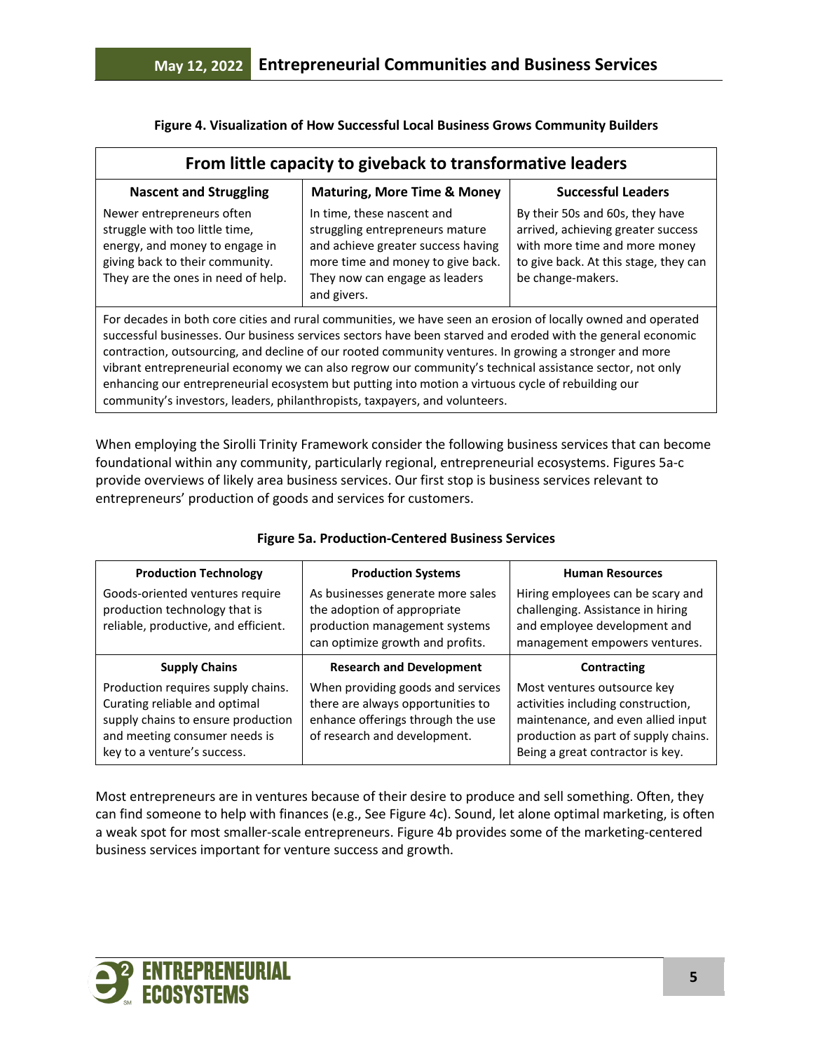**Figure 4. Visualization of How Successful Local Business Grows Community Builders**

| From little capacity to giveback to transformative leaders | | |
|---|---|---|
| **Nascent and Struggling** | **Maturing, More Time & Money** | **Successful Leaders** |
| Newer entrepreneurs often struggle with too little time, energy, and money to engage in giving back to their community. They are the ones in need of help. | In time, these nascent and struggling entrepreneurs mature and achieve greater success having more time and money to give back. They now can engage as leaders and givers. | By their 50s and 60s, they have arrived, achieving greater success with more time and more money to give back. At this stage, they can be change-makers. |
| For decades in both core cities and rural communities, we have seen an erosion of locally owned and operated successful businesses. Our business services sectors have been starved and eroded with the general economic contraction, outsourcing, and decline of our rooted community ventures. In growing a stronger and more vibrant entrepreneurial economy we can also regrow our community's technical assistance sector, not only enhancing our entrepreneurial ecosystem but putting into motion a virtuous cycle of rebuilding our community's investors, leaders, philanthropists, taxpayers, and volunteers. | | |

When employing the Sirolli Trinity Framework consider the following business services that can become foundational within any community, particularly regional, entrepreneurial ecosystems. Figures 5a-c provide overviews of likely area business services. Our first stop is business services relevant to entrepreneurs' production of goods and services for customers.

**Figure 5a. Production-Centered Business Services**

| Production Technology | Production Systems | Human Resources |
|---|---|---|
| Goods-oriented ventures require production technology that is reliable, productive, and efficient. | As businesses generate more sales the adoption of appropriate production management systems can optimize growth and profits. | Hiring employees can be scary and challenging. Assistance in hiring and employee development and management empowers ventures. |
| **Supply Chains** | **Research and Development** | **Contracting** |
| Production requires supply chains. Curating reliable and optimal supply chains to ensure production and meeting consumer needs is key to a venture's success. | When providing goods and services there are always opportunities to enhance offerings through the use of research and development. | Most ventures outsource key activities including construction, maintenance, and even allied input production as part of supply chains. Being a great contractor is key. |

Most entrepreneurs are in ventures because of their desire to produce and sell something. Often, they can find someone to help with finances (e.g., See Figure 4c). Sound, let alone optimal marketing, is often a weak spot for most smaller-scale entrepreneurs. Figure 4b provides some of the marketing-centered business services important for venture success and growth.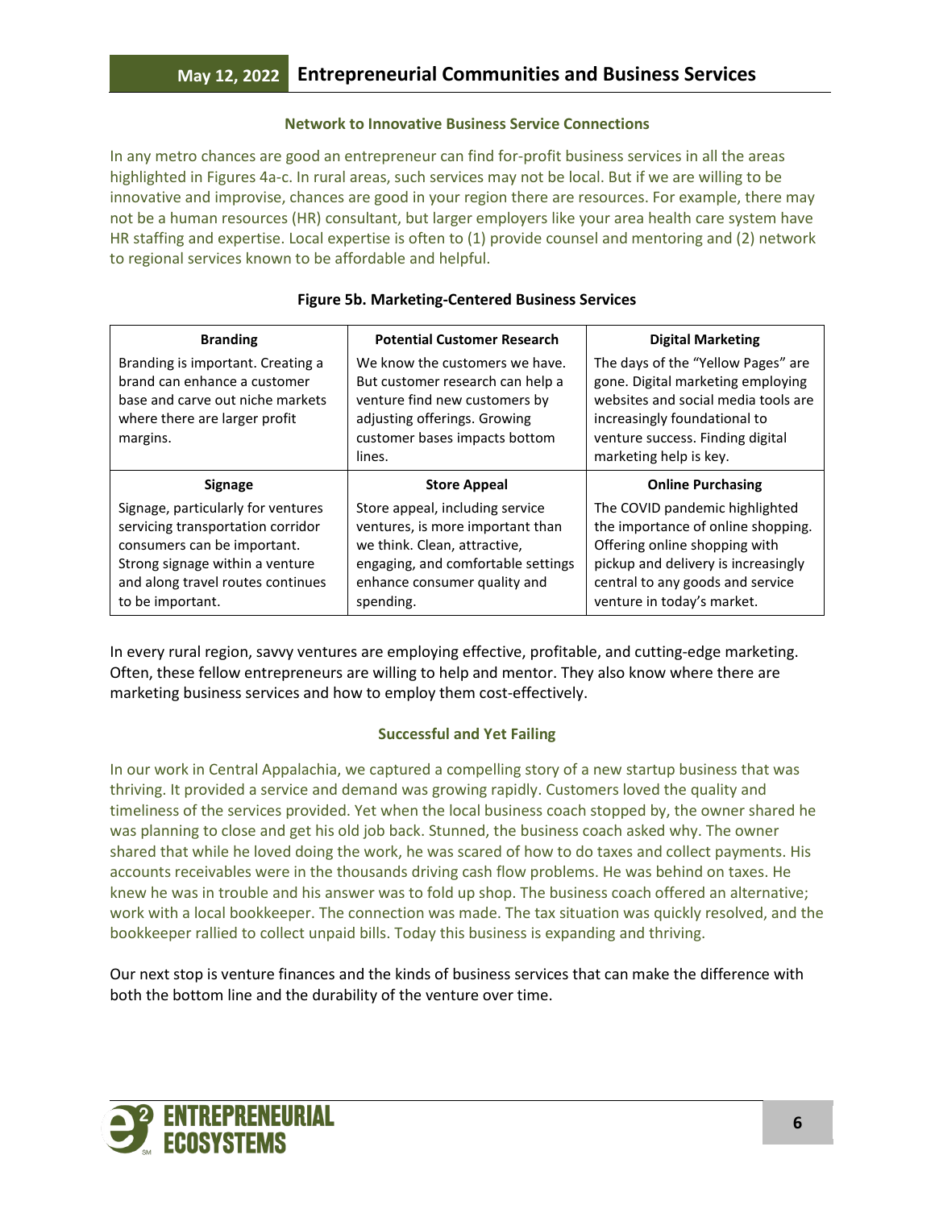### Network to Innovative Business Service Connections

In any metro chances are good an entrepreneur can find for-profit business services in all the areas highlighted in Figures 4a-c. In rural areas, such services may not be local. But if we are willing to be innovative and improvise, chances are good in your region there are resources. For example, there may not be a human resources (HR) consultant, but larger employers like your area health care system have HR staffing and expertise. Local expertise is often to (1) provide counsel and mentoring and (2) network to regional services known to be affordable and helpful.

**Figure 5b. Marketing-Centered Business Services**

| Branding | Potential Customer Research | Digital Marketing |
|---|---|---|
| Branding is important. Creating a brand can enhance a customer base and carve out niche markets where there are larger profit margins. | We know the customers we have. But customer research can help a venture find new customers by adjusting offerings. Growing customer bases impacts bottom lines. | The days of the "Yellow Pages" are gone. Digital marketing employing websites and social media tools are increasingly foundational to venture success. Finding digital marketing help is key. |
| **Signage** | **Store Appeal** | **Online Purchasing** |
| Signage, particularly for ventures servicing transportation corridor consumers can be important. Strong signage within a venture and along travel routes continues to be important. | Store appeal, including service ventures, is more important than we think. Clean, attractive, engaging, and comfortable settings enhance consumer quality and spending. | The COVID pandemic highlighted the importance of online shopping. Offering online shopping with pickup and delivery is increasingly central to any goods and service venture in today's market. |

In every rural region, savvy ventures are employing effective, profitable, and cutting-edge marketing. Often, these fellow entrepreneurs are willing to help and mentor. They also know where there are marketing business services and how to employ them cost-effectively.

### Successful and Yet Failing

In our work in Central Appalachia, we captured a compelling story of a new startup business that was thriving. It provided a service and demand was growing rapidly. Customers loved the quality and timeliness of the services provided. Yet when the local business coach stopped by, the owner shared he was planning to close and get his old job back. Stunned, the business coach asked why. The owner shared that while he loved doing the work, he was scared of how to do taxes and collect payments. His accounts receivables were in the thousands driving cash flow problems. He was behind on taxes. He knew he was in trouble and his answer was to fold up shop. The business coach offered an alternative; work with a local bookkeeper. The connection was made. The tax situation was quickly resolved, and the bookkeeper rallied to collect unpaid bills. Today this business is expanding and thriving.

Our next stop is venture finances and the kinds of business services that can make the difference with both the bottom line and the durability of the venture over time.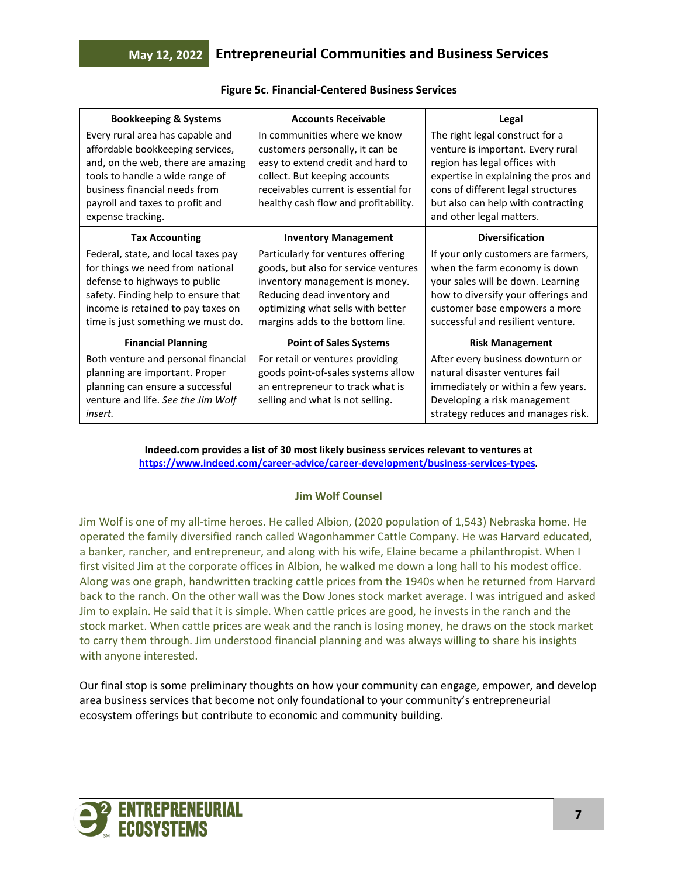**Figure 5c. Financial-Centered Business Services**

| Bookkeeping & Systems | Accounts Receivable | Legal |
|---|---|---|
| Every rural area has capable and affordable bookkeeping services, and, on the web, there are amazing tools to handle a wide range of business financial needs from payroll and taxes to profit and expense tracking. | In communities where we know customers personally, it can be easy to extend credit and hard to collect. But keeping accounts receivables current is essential for healthy cash flow and profitability. | The right legal construct for a venture is important. Every rural region has legal offices with expertise in explaining the pros and cons of different legal structures but also can help with contracting and other legal matters. |
| **Tax Accounting** | **Inventory Management** | **Diversification** |
| Federal, state, and local taxes pay for things we need from national defense to highways to public safety. Finding help to ensure that income is retained to pay taxes on time is just something we must do. | Particularly for ventures offering goods, but also for service ventures inventory management is money. Reducing dead inventory and optimizing what sells with better margins adds to the bottom line. | If your only customers are farmers, when the farm economy is down your sales will be down. Learning how to diversify your offerings and customer base empowers a more successful and resilient venture. |
| **Financial Planning** | **Point of Sales Systems** | **Risk Management** |
| Both venture and personal financial planning are important. Proper planning can ensure a successful venture and life. *See the Jim Wolf insert.* | For retail or ventures providing goods point-of-sales systems allow an entrepreneur to track what is selling and what is not selling. | After every business downturn or natural disaster ventures fail immediately or within a few years. Developing a risk management strategy reduces and manages risk. |

**Indeed.com provides a list of 30 most likely business services relevant to ventures at [https://www.indeed.com/career-advice/career-development/business-services-types](https://www.indeed.com/career-advice/career-development/business-services-types).**

### Jim Wolf Counsel

Jim Wolf is one of my all-time heroes. He called Albion, (2020 population of 1,543) Nebraska home. He operated the family diversified ranch called Wagonhammer Cattle Company. He was Harvard educated, a banker, rancher, and entrepreneur, and along with his wife, Elaine became a philanthropist. When I first visited Jim at the corporate offices in Albion, he walked me down a long hall to his modest office. Along was one graph, handwritten tracking cattle prices from the 1940s when he returned from Harvard back to the ranch. On the other wall was the Dow Jones stock market average. I was intrigued and asked Jim to explain. He said that it is simple. When cattle prices are good, he invests in the ranch and the stock market. When cattle prices are weak and the ranch is losing money, he draws on the stock market to carry them through. Jim understood financial planning and was always willing to share his insights with anyone interested.

Our final stop is some preliminary thoughts on how your community can engage, empower, and develop area business services that become not only foundational to your community's entrepreneurial ecosystem offerings but contribute to economic and community building.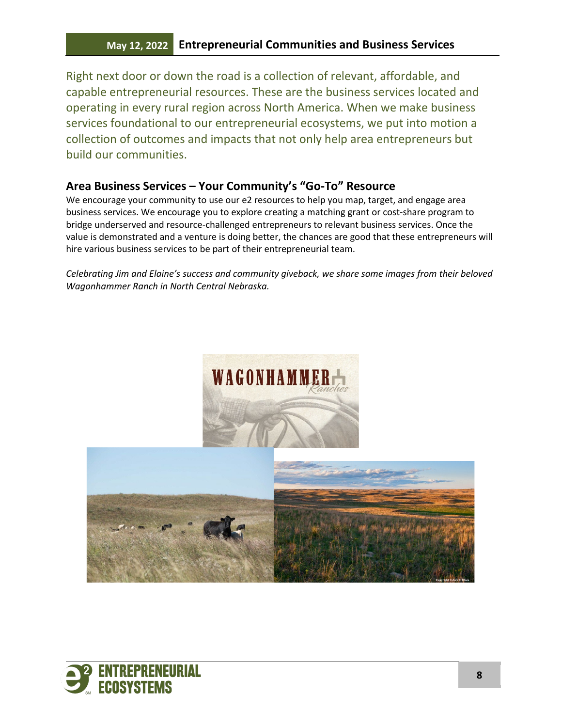Right next door or down the road is a collection of relevant, affordable, and capable entrepreneurial resources. These are the business services located and operating in every rural region across North America. When we make business services foundational to our entrepreneurial ecosystems, we put into motion a collection of outcomes and impacts that not only help area entrepreneurs but build our communities.

## Area Business Services – Your Community's "Go-To" Resource

We encourage your community to use our e2 resources to help you map, target, and engage area business services. We encourage you to explore creating a matching grant or cost-share program to bridge underserved and resource-challenged entrepreneurs to relevant business services. Once the value is demonstrated and a venture is doing better, the chances are good that these entrepreneurs will hire various business services to be part of their entrepreneurial team.

*Celebrating Jim and Elaine's success and community giveback, we share some images from their beloved Wagonhammer Ranch in North Central Nebraska.*